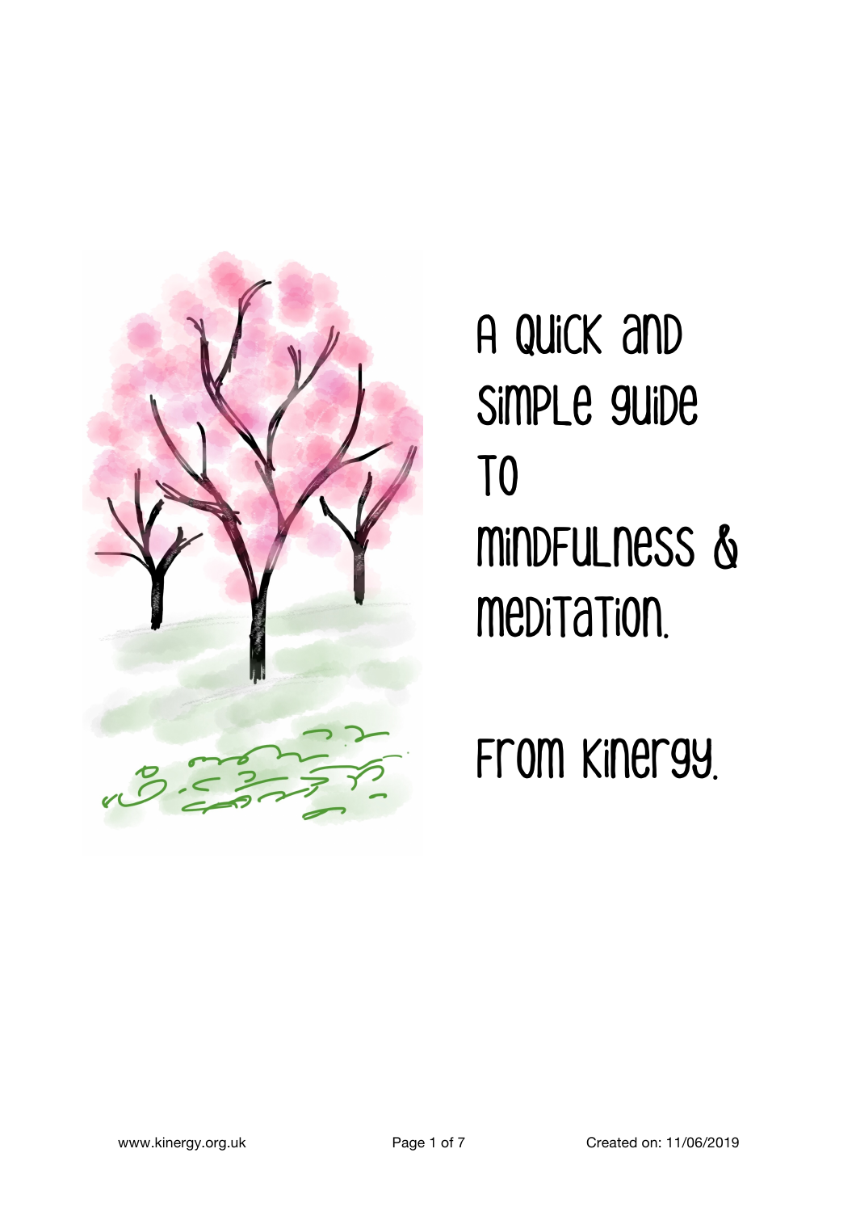# A Quick and Simple Guide to Mindfulness & Meditation.

## From Kinergy.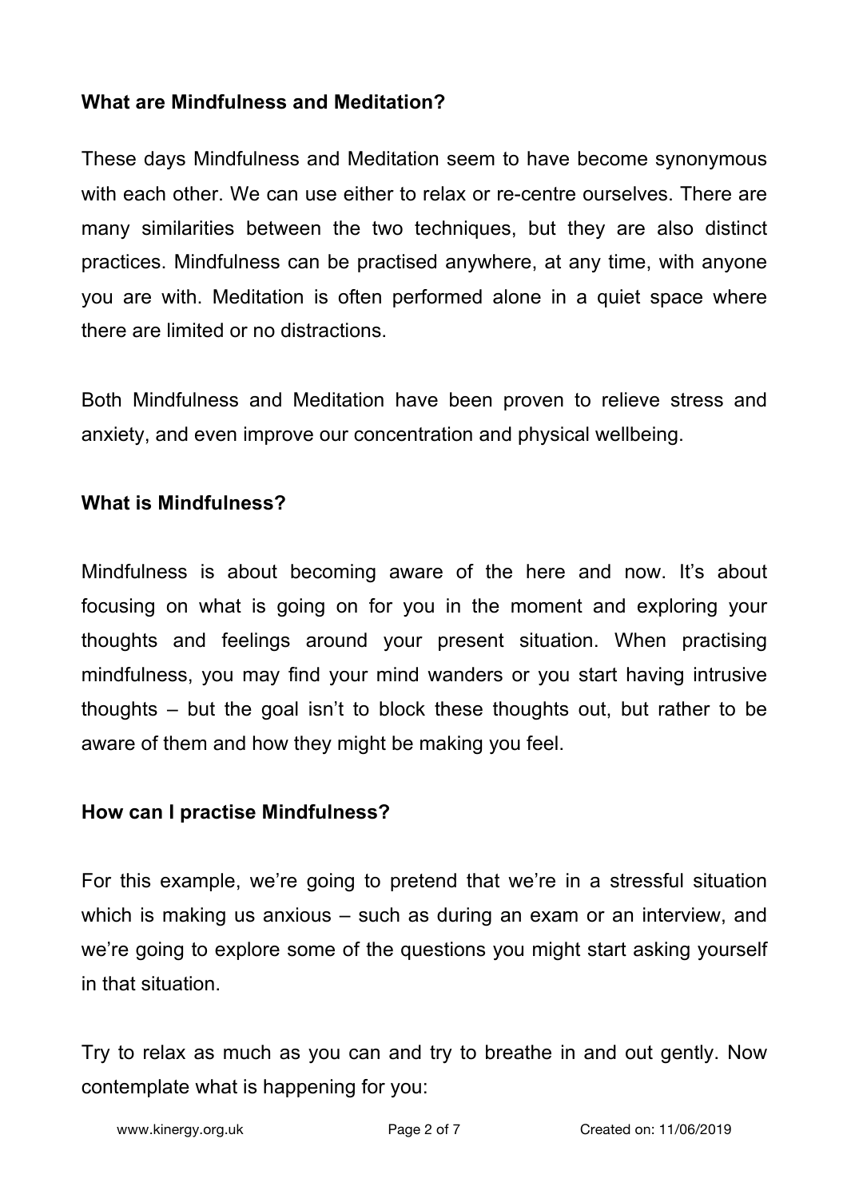**What are Mindfulness and Meditation?**

These days Mindfulness and Meditation seem to have become synonymous with each other. We can use either to relax or re-centre ourselves. There are many similarities between the two techniques, but they are also distinct practices. Mindfulness can be practised anywhere, at any time, with anyone you are with. Meditation is often performed alone in a quiet space where there are limited or no distractions.

Both Mindfulness and Meditation have been proven to relieve stress and anxiety, and even improve our concentration and physical wellbeing.

**What is Mindfulness?**

Mindfulness is about becoming aware of the here and now. It's about focusing on what is going on for you in the moment and exploring your thoughts and feelings around your present situation. When practising mindfulness, you may find your mind wanders or you start having intrusive thoughts – but the goal isn't to block these thoughts out, but rather to be aware of them and how they might be making you feel.

**How can I practise Mindfulness?**

For this example, we're going to pretend that we're in a stressful situation which is making us anxious – such as during an exam or an interview, and we're going to explore some of the questions you might start asking yourself in that situation.

Try to relax as much as you can and try to breathe in and out gently. Now contemplate what is happening for you: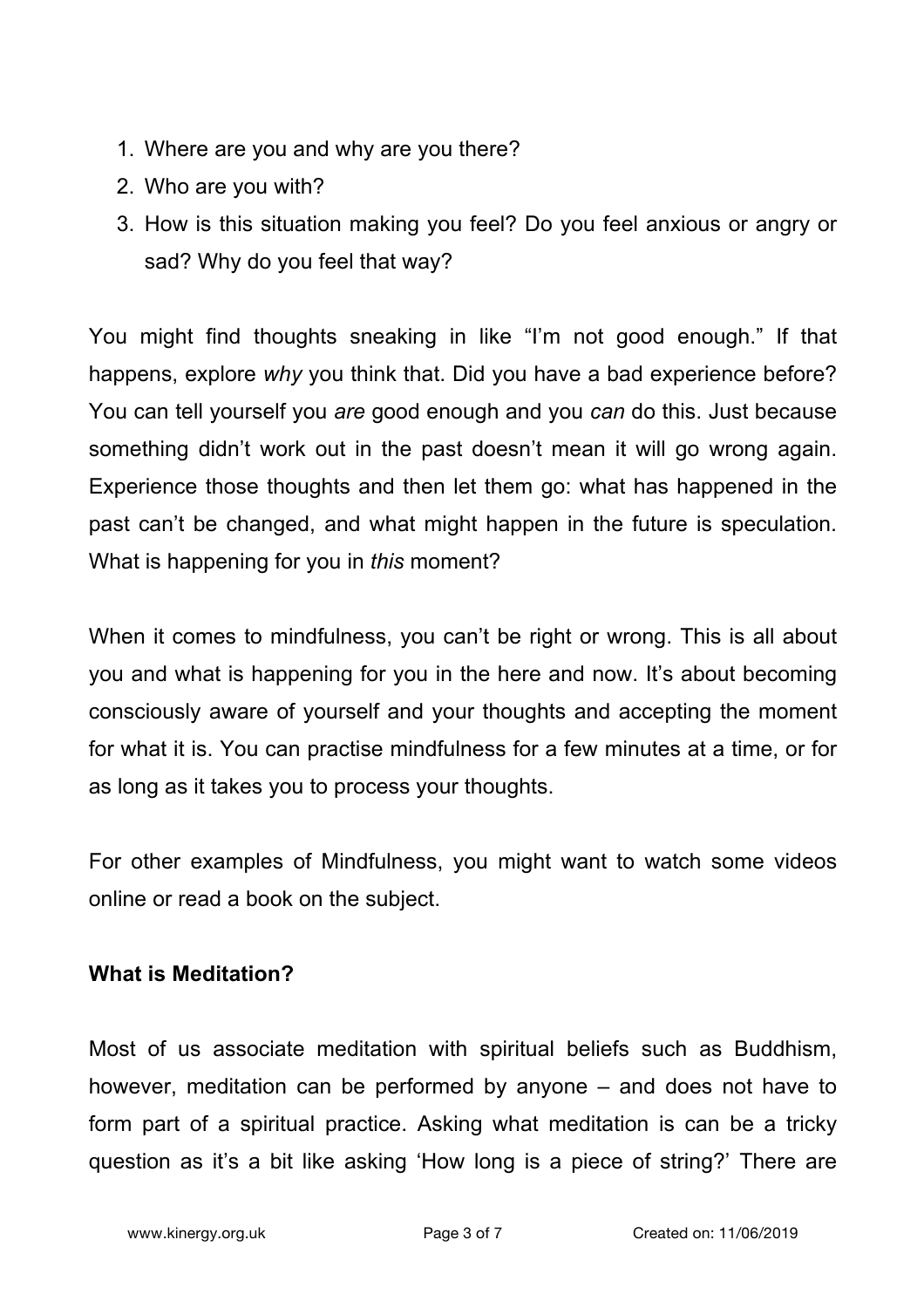1. Where are you and why are you there?
2. Who are you with?
3. How is this situation making you feel? Do you feel anxious or angry or sad? Why do you feel that way?

You might find thoughts sneaking in like "I'm not good enough." If that happens, explore *why* you think that. Did you have a bad experience before? You can tell yourself you *are* good enough and you *can* do this. Just because something didn't work out in the past doesn't mean it will go wrong again. Experience those thoughts and then let them go: what has happened in the past can't be changed, and what might happen in the future is speculation. What is happening for you in *this* moment?

When it comes to mindfulness, you can't be right or wrong. This is all about you and what is happening for you in the here and now. It's about becoming consciously aware of yourself and your thoughts and accepting the moment for what it is. You can practise mindfulness for a few minutes at a time, or for as long as it takes you to process your thoughts.

For other examples of Mindfulness, you might want to watch some videos online or read a book on the subject.

**What is Meditation?**

Most of us associate meditation with spiritual beliefs such as Buddhism, however, meditation can be performed by anyone – and does not have to form part of a spiritual practice. Asking what meditation is can be a tricky question as it's a bit like asking 'How long is a piece of string?' There are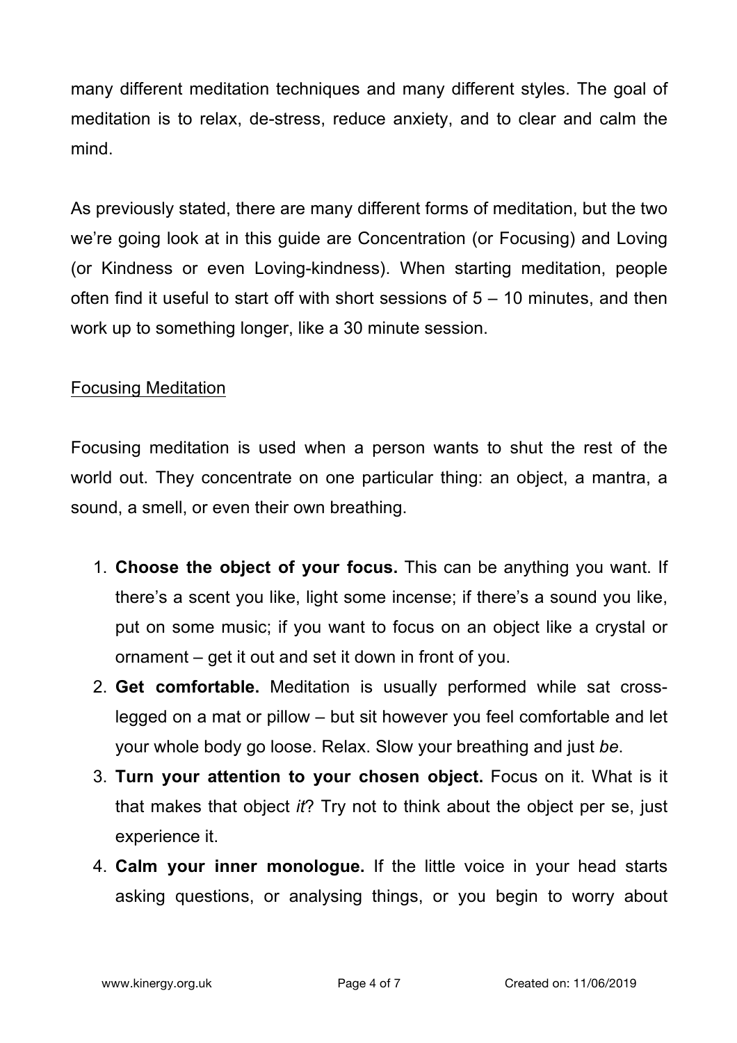many different meditation techniques and many different styles. The goal of meditation is to relax, de-stress, reduce anxiety, and to clear and calm the mind.

As previously stated, there are many different forms of meditation, but the two we're going look at in this guide are Concentration (or Focusing) and Loving (or Kindness or even Loving-kindness). When starting meditation, people often find it useful to start off with short sessions of 5 – 10 minutes, and then work up to something longer, like a 30 minute session.

<u>Focusing Meditation</u>

Focusing meditation is used when a person wants to shut the rest of the world out. They concentrate on one particular thing: an object, a mantra, a sound, a smell, or even their own breathing.

1. **Choose the object of your focus.** This can be anything you want. If there's a scent you like, light some incense; if there's a sound you like, put on some music; if you want to focus on an object like a crystal or ornament – get it out and set it down in front of you.
2. **Get comfortable.** Meditation is usually performed while sat cross-legged on a mat or pillow – but sit however you feel comfortable and let your whole body go loose. Relax. Slow your breathing and just *be*.
3. **Turn your attention to your chosen object.** Focus on it. What is it that makes that object *it*? Try not to think about the object per se, just experience it.
4. **Calm your inner monologue.** If the little voice in your head starts asking questions, or analysing things, or you begin to worry about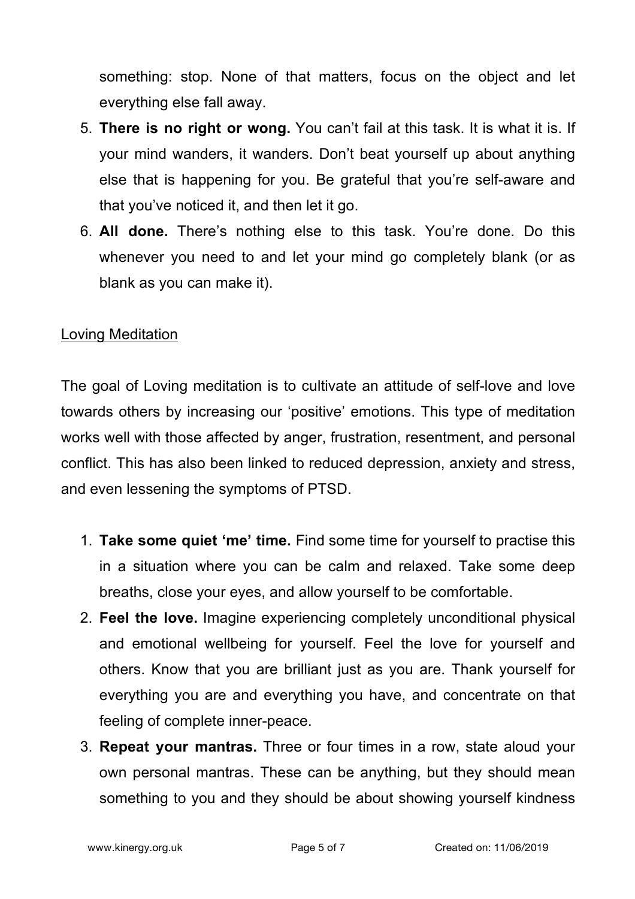something: stop. None of that matters, focus on the object and let everything else fall away.

5. **There is no right or wong.** You can't fail at this task. It is what it is. If your mind wanders, it wanders. Don't beat yourself up about anything else that is happening for you. Be grateful that you're self-aware and that you've noticed it, and then let it go.
6. **All done.** There's nothing else to this task. You're done. Do this whenever you need to and let your mind go completely blank (or as blank as you can make it).

<u>Loving Meditation</u>

The goal of Loving meditation is to cultivate an attitude of self-love and love towards others by increasing our 'positive' emotions. This type of meditation works well with those affected by anger, frustration, resentment, and personal conflict. This has also been linked to reduced depression, anxiety and stress, and even lessening the symptoms of PTSD.

1. **Take some quiet 'me' time.** Find some time for yourself to practise this in a situation where you can be calm and relaxed. Take some deep breaths, close your eyes, and allow yourself to be comfortable.
2. **Feel the love.** Imagine experiencing completely unconditional physical and emotional wellbeing for yourself. Feel the love for yourself and others. Know that you are brilliant just as you are. Thank yourself for everything you are and everything you have, and concentrate on that feeling of complete inner-peace.
3. **Repeat your mantras.** Three or four times in a row, state aloud your own personal mantras. These can be anything, but they should mean something to you and they should be about showing yourself kindness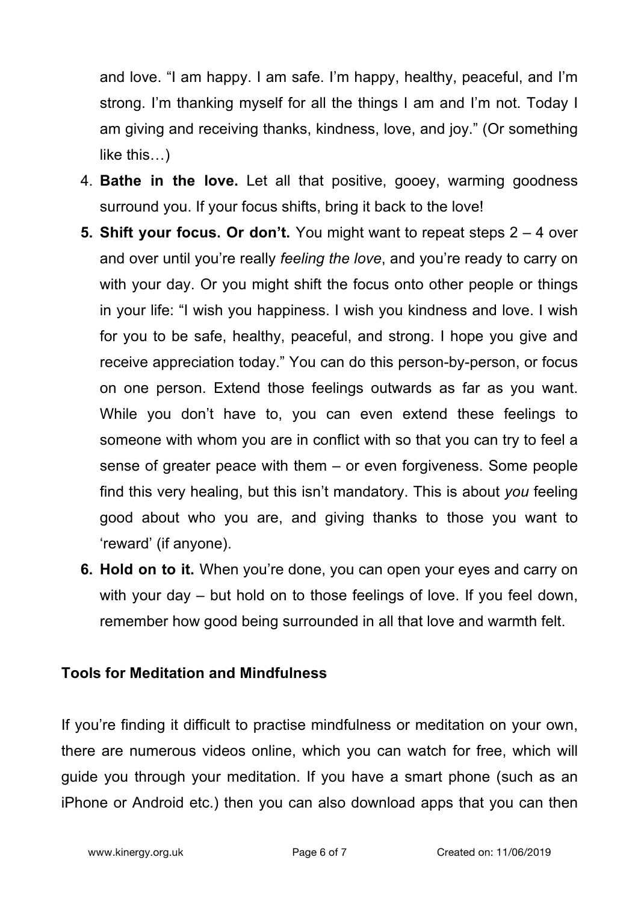and love. "I am happy. I am safe. I'm happy, healthy, peaceful, and I'm strong. I'm thanking myself for all the things I am and I'm not. Today I am giving and receiving thanks, kindness, love, and joy." (Or something like this…)

4. **Bathe in the love.** Let all that positive, gooey, warming goodness surround you. If your focus shifts, bring it back to the love!
5. **Shift your focus. Or don't.** You might want to repeat steps 2 – 4 over and over until you're really *feeling the love*, and you're ready to carry on with your day. Or you might shift the focus onto other people or things in your life: "I wish you happiness. I wish you kindness and love. I wish for you to be safe, healthy, peaceful, and strong. I hope you give and receive appreciation today." You can do this person-by-person, or focus on one person. Extend those feelings outwards as far as you want. While you don't have to, you can even extend these feelings to someone with whom you are in conflict with so that you can try to feel a sense of greater peace with them – or even forgiveness. Some people find this very healing, but this isn't mandatory. This is about *you* feeling good about who you are, and giving thanks to those you want to 'reward' (if anyone).
6. **Hold on to it.** When you're done, you can open your eyes and carry on with your day – but hold on to those feelings of love. If you feel down, remember how good being surrounded in all that love and warmth felt.

**Tools for Meditation and Mindfulness**

If you're finding it difficult to practise mindfulness or meditation on your own, there are numerous videos online, which you can watch for free, which will guide you through your meditation. If you have a smart phone (such as an iPhone or Android etc.) then you can also download apps that you can then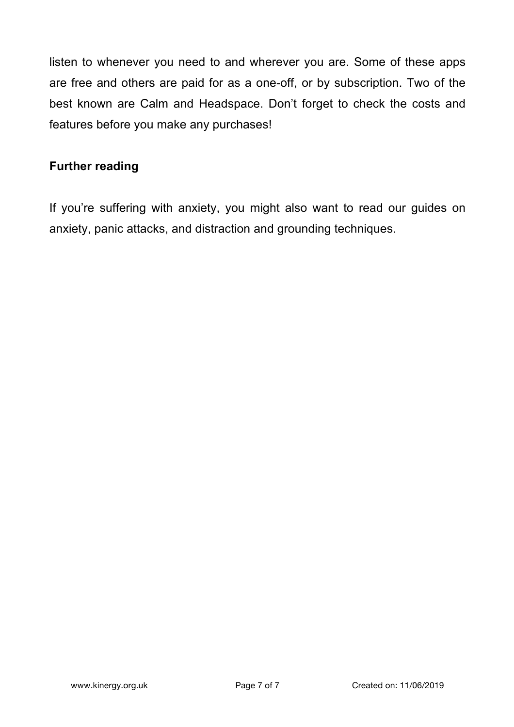listen to whenever you need to and wherever you are. Some of these apps are free and others are paid for as a one-off, or by subscription. Two of the best known are Calm and Headspace. Don’t forget to check the costs and features before you make any purchases!

## Further reading

If you’re suffering with anxiety, you might also want to read our guides on anxiety, panic attacks, and distraction and grounding techniques.